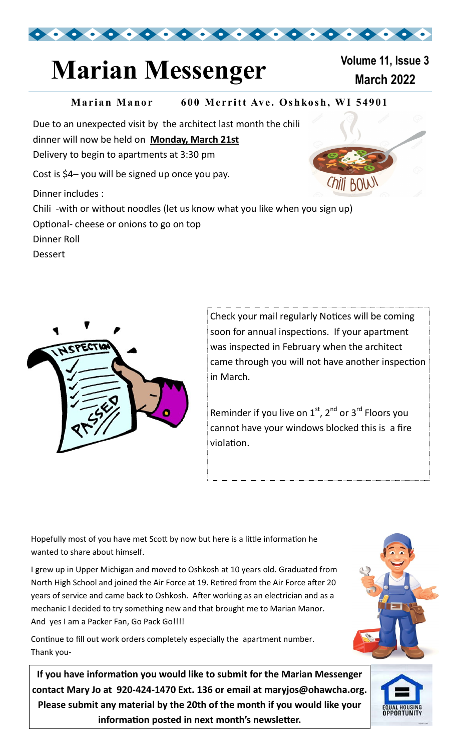# Marian Messenger

**Volume 11, Issue 3**
**March 2022**

**Marian Manor 600 Merritt Ave. Oshkosh, WI 54901**

Due to an unexpected visit by the architect last month the chili dinner will now be held on **Monday, March 21st**

Delivery to begin to apartments at 3:30 pm

Cost is $4– you will be signed up once you pay.

Dinner includes :

Chili -with or without noodles (let us know what you like when you sign up)

Optional- cheese or onions to go on top

Dinner Roll

Dessert

Check your mail regularly Notices will be coming soon for annual inspections. If your apartment was inspected in February when the architect came through you will not have another inspection in March.

Reminder if you live on 1st, 2nd or 3rd Floors you cannot have your windows blocked this is a fire violation.

Hopefully most of you have met Scott by now but here is a little information he wanted to share about himself.

I grew up in Upper Michigan and moved to Oshkosh at 10 years old. Graduated from North High School and joined the Air Force at 19. Retired from the Air Force after 20 years of service and came back to Oshkosh. After working as an electrician and as a mechanic I decided to try something new and that brought me to Marian Manor. And yes I am a Packer Fan, Go Pack Go!!!!

Continue to fill out work orders completely especially the apartment number. Thank you-

**If you have information you would like to submit for the Marian Messenger contact Mary Jo at 920-424-1470 Ext. 136 or email at maryjos@ohawcha.org. Please submit any material by the 20th of the month if you would like your information posted in next month's newsletter.**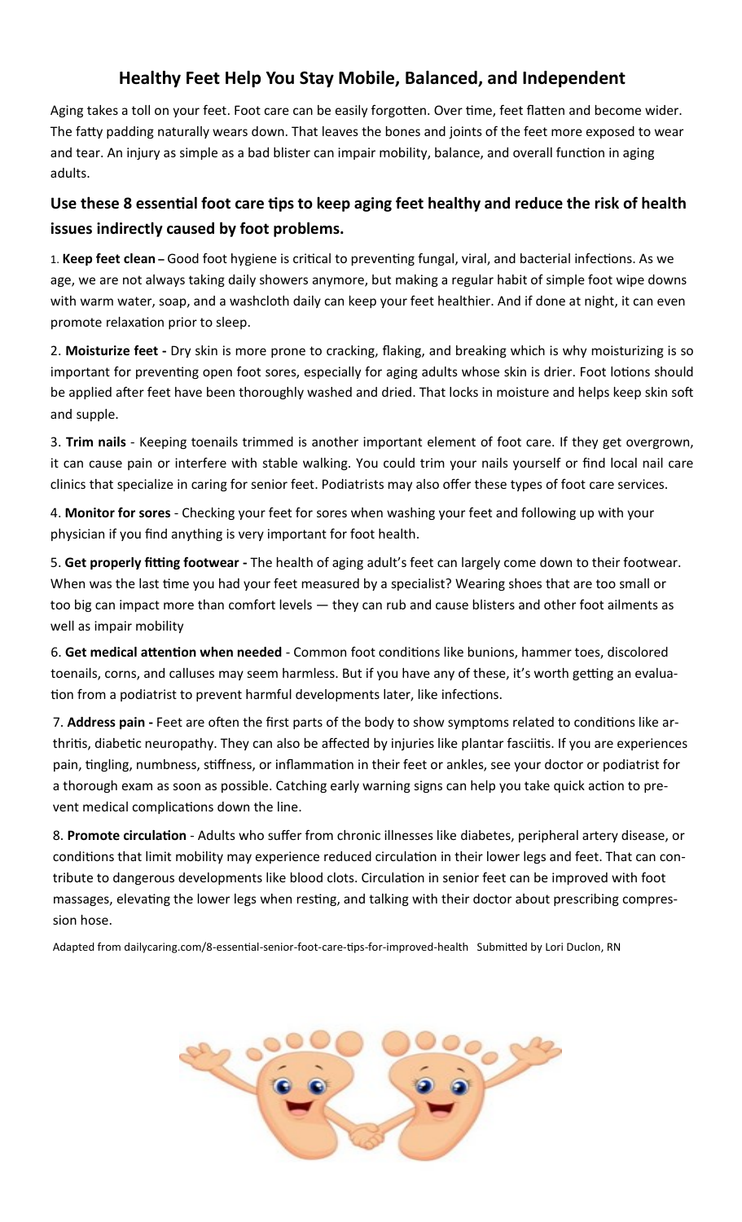## Healthy Feet Help You Stay Mobile, Balanced, and Independent

Aging takes a toll on your feet. Foot care can be easily forgotten. Over time, feet flatten and become wider. The fatty padding naturally wears down. That leaves the bones and joints of the feet more exposed to wear and tear. An injury as simple as a bad blister can impair mobility, balance, and overall function in aging adults.

### Use these 8 essential foot care tips to keep aging feet healthy and reduce the risk of health issues indirectly caused by foot problems.

1. **Keep feet clean –** Good foot hygiene is critical to preventing fungal, viral, and bacterial infections. As we age, we are not always taking daily showers anymore, but making a regular habit of simple foot wipe downs with warm water, soap, and a washcloth daily can keep your feet healthier. And if done at night, it can even promote relaxation prior to sleep.

2. **Moisturize feet -** Dry skin is more prone to cracking, flaking, and breaking which is why moisturizing is so important for preventing open foot sores, especially for aging adults whose skin is drier. Foot lotions should be applied after feet have been thoroughly washed and dried. That locks in moisture and helps keep skin soft and supple.

3. **Trim nails** - Keeping toenails trimmed is another important element of foot care. If they get overgrown, it can cause pain or interfere with stable walking. You could trim your nails yourself or find local nail care clinics that specialize in caring for senior feet. Podiatrists may also offer these types of foot care services.

4. **Monitor for sores** - Checking your feet for sores when washing your feet and following up with your physician if you find anything is very important for foot health.

5. **Get properly fitting footwear -** The health of aging adult's feet can largely come down to their footwear. When was the last time you had your feet measured by a specialist? Wearing shoes that are too small or too big can impact more than comfort levels — they can rub and cause blisters and other foot ailments as well as impair mobility

6. **Get medical attention when needed** - Common foot conditions like bunions, hammer toes, discolored toenails, corns, and calluses may seem harmless. But if you have any of these, it's worth getting an evaluation from a podiatrist to prevent harmful developments later, like infections.

7. **Address pain -** Feet are often the first parts of the body to show symptoms related to conditions like arthritis, diabetic neuropathy. They can also be affected by injuries like plantar fasciitis. If you are experiences pain, tingling, numbness, stiffness, or inflammation in their feet or ankles, see your doctor or podiatrist for a thorough exam as soon as possible. Catching early warning signs can help you take quick action to prevent medical complications down the line.

8. **Promote circulation** - Adults who suffer from chronic illnesses like diabetes, peripheral artery disease, or conditions that limit mobility may experience reduced circulation in their lower legs and feet. That can contribute to dangerous developments like blood clots. Circulation in senior feet can be improved with foot massages, elevating the lower legs when resting, and talking with their doctor about prescribing compression hose.

Adapted from dailycaring.com/8-essential-senior-foot-care-tips-for-improved-health Submitted by Lori Duclon, RN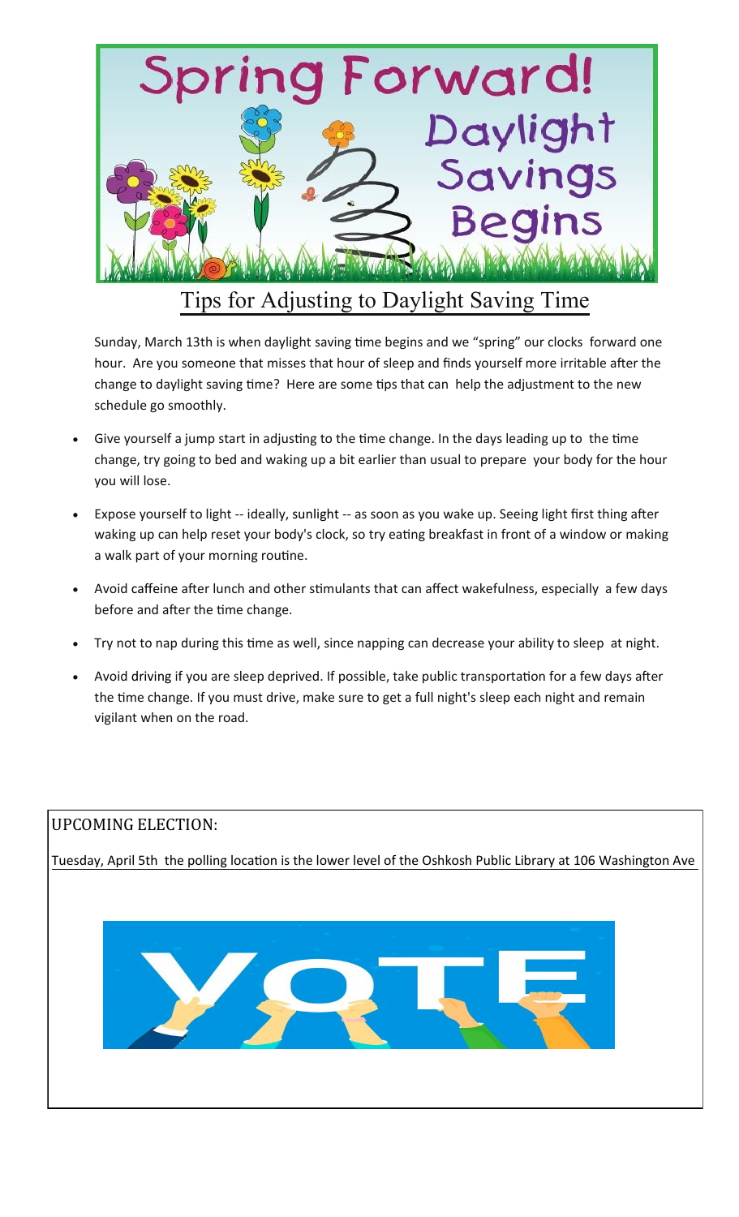## Tips for Adjusting to Daylight Saving Time

Sunday, March 13th is when daylight saving time begins and we "spring" our clocks forward one hour. Are you someone that misses that hour of sleep and finds yourself more irritable after the change to daylight saving time? Here are some tips that can help the adjustment to the new schedule go smoothly.

- Give yourself a jump start in adjusting to the time change. In the days leading up to the time change, try going to bed and waking up a bit earlier than usual to prepare your body for the hour you will lose.
- Expose yourself to light -- ideally, sunlight -- as soon as you wake up. Seeing light first thing after waking up can help reset your body's clock, so try eating breakfast in front of a window or making a walk part of your morning routine.
- Avoid caffeine after lunch and other stimulants that can affect wakefulness, especially a few days before and after the time change.
- Try not to nap during this time as well, since napping can decrease your ability to sleep at night.
- Avoid driving if you are sleep deprived. If possible, take public transportation for a few days after the time change. If you must drive, make sure to get a full night's sleep each night and remain vigilant when on the road.

### UPCOMING ELECTION:

Tuesday, April 5th the polling location is the lower level of the Oshkosh Public Library at 106 Washington Ave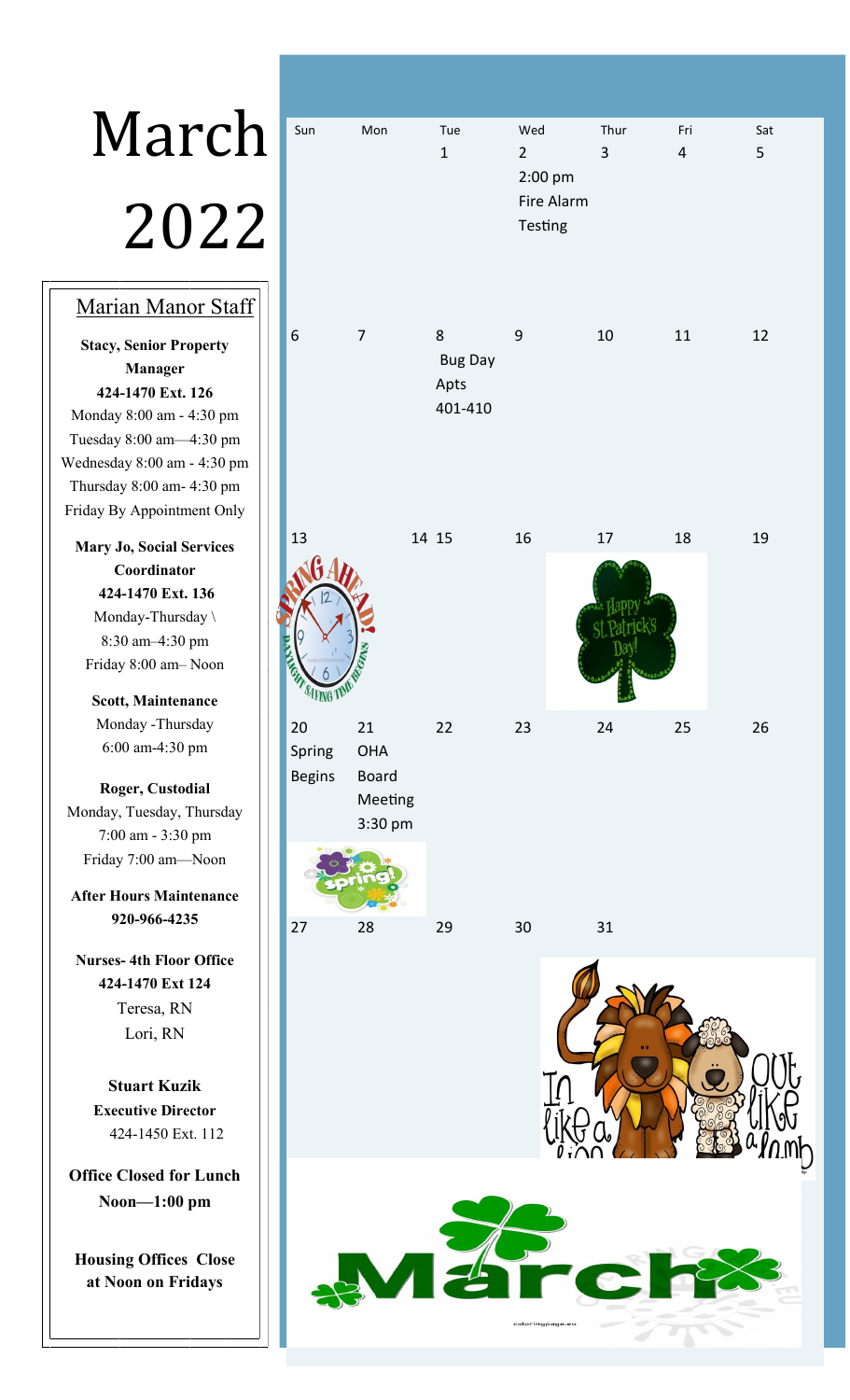# March 2022

## Marian Manor Staff

**Stacy, Senior Property Manager**
**424-1470 Ext. 126**
Monday 8:00 am - 4:30 pm
Tuesday 8:00 am—4:30 pm
Wednesday 8:00 am - 4:30 pm
Thursday 8:00 am- 4:30 pm
Friday By Appointment Only

**Mary Jo, Social Services Coordinator**
**424-1470 Ext. 136**
Monday-Thursday \
8:30 am–4:30 pm
Friday 8:00 am– Noon

**Scott, Maintenance**
Monday -Thursday
6:00 am-4:30 pm

**Roger, Custodial**
Monday, Tuesday, Thursday
7:00 am - 3:30 pm
Friday 7:00 am—Noon

**After Hours Maintenance**
**920-966-4235**

**Nurses- 4th Floor Office**
**424-1470 Ext 124**
Teresa, RN
Lori, RN

**Stuart Kuzik**
**Executive Director**
424-1450 Ext. 112

**Office Closed for Lunch**
**Noon—1:00 pm**

**Housing Offices Close at Noon on Fridays**

| Sun | Mon | Tue | Wed | Thur | Fri | Sat |
|---|---|---|---|---|---|---|
| | | 1 | 2<br>2:00 pm<br>Fire Alarm Testing | 3 | 4 | 5 |
| 6 | 7 | 8<br>Bug Day<br>Apts<br>401-410 | 9 | 10 | 11 | 12 |
| 13<br>Spring Ahead! Daylight Saving Time Begins | 14 | 15 | 16 | 17<br>Happy St. Patrick's Day! | 18 | 19 |
| 20<br>Spring Begins | 21<br>OHA Board Meeting<br>3:30 pm | 22 | 23 | 24 | 25 | 26 |
| 27 | 28 | 29 | 30 | 31 | | |

In like a lion, out like a lamb

March